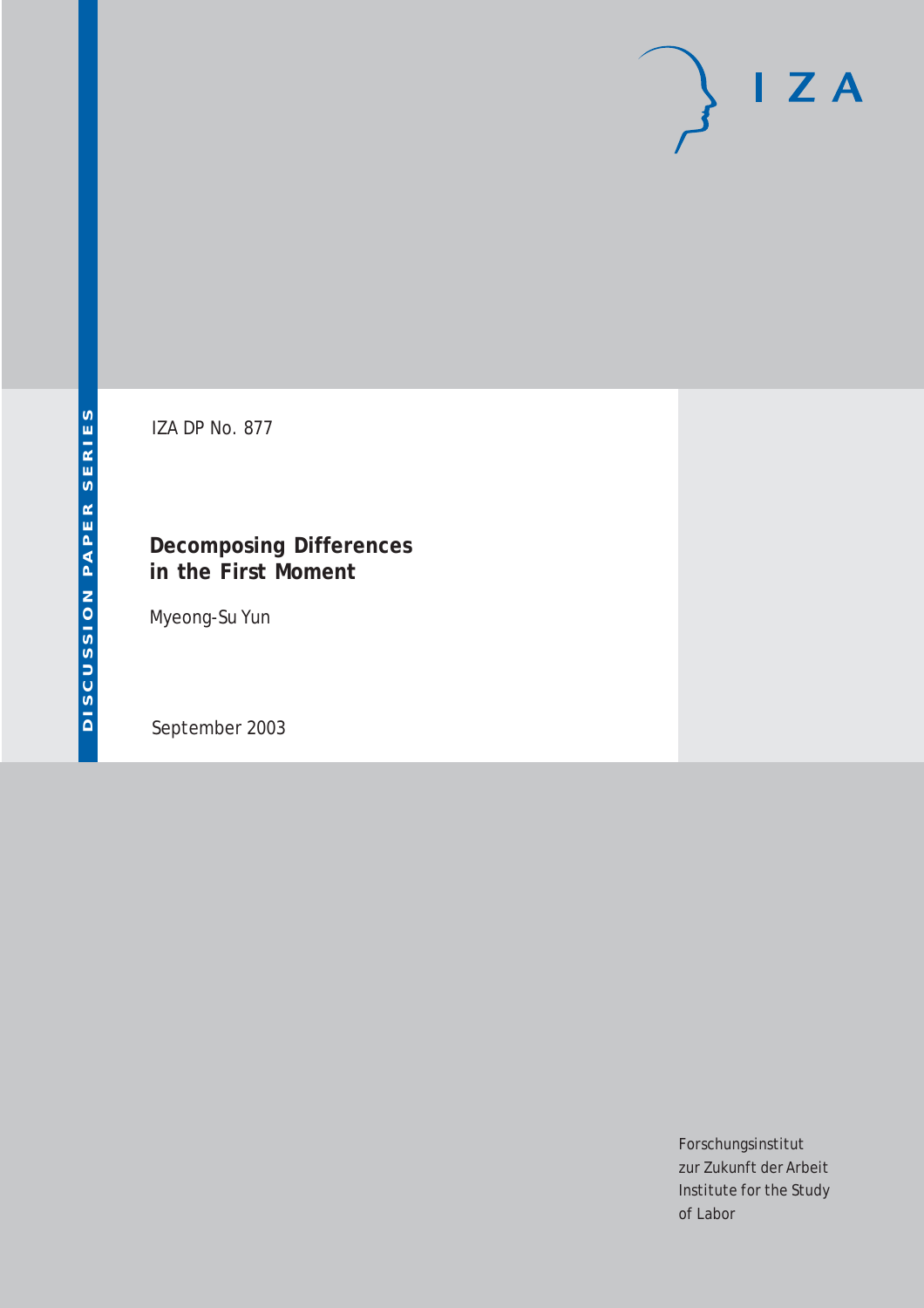IZA DP No. 877

# Decomposing Differences in the First Moment

Myeong-Su Yun

September 2003

DISCUSSION PAPER SERIES

Forschungsinstitut
zur Zukunft der Arbeit
Institute for the Study
of Labor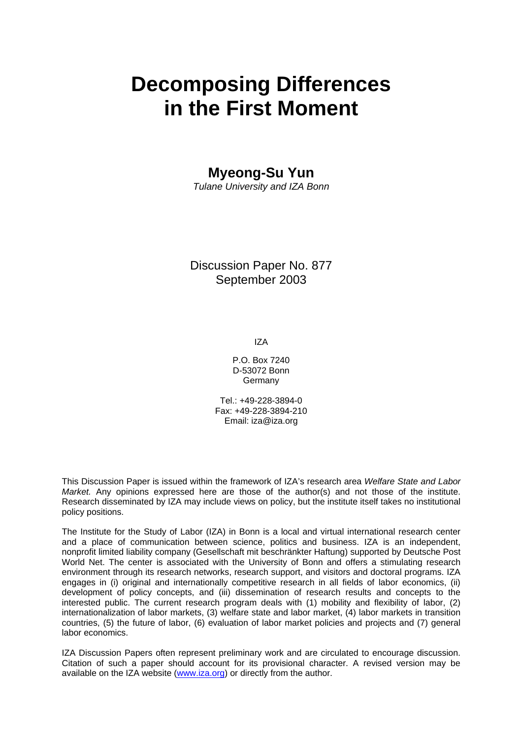# Decomposing Differences in the First Moment

**Myeong-Su Yun**
*Tulane University and IZA Bonn*

Discussion Paper No. 877
September 2003

IZA

P.O. Box 7240
D-53072 Bonn
Germany

Tel.: +49-228-3894-0
Fax: +49-228-3894-210
Email: iza@iza.org

This Discussion Paper is issued within the framework of IZA's research area *Welfare State and Labor Market.* Any opinions expressed here are those of the author(s) and not those of the institute. Research disseminated by IZA may include views on policy, but the institute itself takes no institutional policy positions.

The Institute for the Study of Labor (IZA) in Bonn is a local and virtual international research center and a place of communication between science, politics and business. IZA is an independent, nonprofit limited liability company (Gesellschaft mit beschränkter Haftung) supported by Deutsche Post World Net. The center is associated with the University of Bonn and offers a stimulating research environment through its research networks, research support, and visitors and doctoral programs. IZA engages in (i) original and internationally competitive research in all fields of labor economics, (ii) development of policy concepts, and (iii) dissemination of research results and concepts to the interested public. The current research program deals with (1) mobility and flexibility of labor, (2) internationalization of labor markets, (3) welfare state and labor market, (4) labor markets in transition countries, (5) the future of labor, (6) evaluation of labor market policies and projects and (7) general labor economics.

IZA Discussion Papers often represent preliminary work and are circulated to encourage discussion. Citation of such a paper should account for its provisional character. A revised version may be available on the IZA website (www.iza.org) or directly from the author.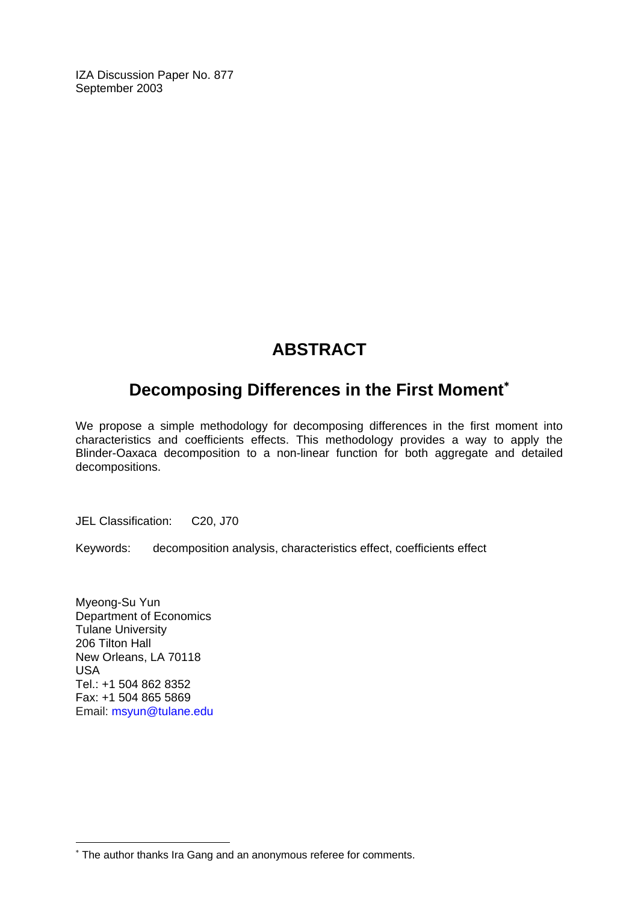IZA Discussion Paper No. 877
September 2003

# ABSTRACT

## Decomposing Differences in the First Moment*

We propose a simple methodology for decomposing differences in the first moment into characteristics and coefficients effects. This methodology provides a way to apply the Blinder-Oaxaca decomposition to a non-linear function for both aggregate and detailed decompositions.

JEL Classification: C20, J70

Keywords: decomposition analysis, characteristics effect, coefficients effect

Myeong-Su Yun
Department of Economics
Tulane University
206 Tilton Hall
New Orleans, LA 70118
USA
Tel.: +1 504 862 8352
Fax: +1 504 865 5869
Email: msyun@tulane.edu

* The author thanks Ira Gang and an anonymous referee for comments.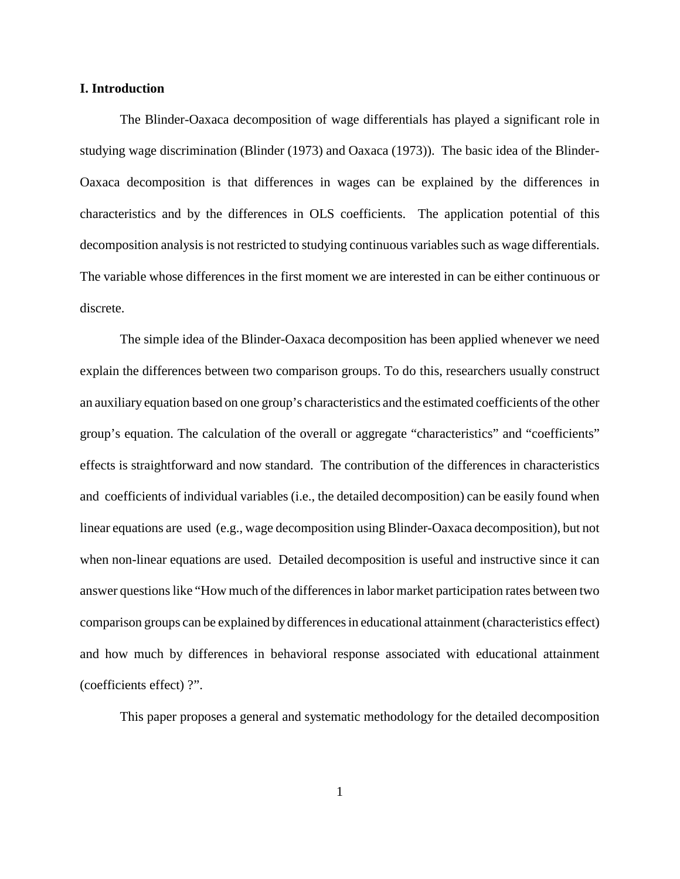### I. Introduction

The Blinder-Oaxaca decomposition of wage differentials has played a significant role in studying wage discrimination (Blinder (1973) and Oaxaca (1973)). The basic idea of the Blinder-Oaxaca decomposition is that differences in wages can be explained by the differences in characteristics and by the differences in OLS coefficients. The application potential of this decomposition analysis is not restricted to studying continuous variables such as wage differentials. The variable whose differences in the first moment we are interested in can be either continuous or discrete.

The simple idea of the Blinder-Oaxaca decomposition has been applied whenever we need explain the differences between two comparison groups. To do this, researchers usually construct an auxiliary equation based on one group's characteristics and the estimated coefficients of the other group's equation. The calculation of the overall or aggregate "characteristics" and "coefficients" effects is straightforward and now standard. The contribution of the differences in characteristics and coefficients of individual variables (i.e., the detailed decomposition) can be easily found when linear equations are used (e.g., wage decomposition using Blinder-Oaxaca decomposition), but not when non-linear equations are used. Detailed decomposition is useful and instructive since it can answer questions like "How much of the differences in labor market participation rates between two comparison groups can be explained by differences in educational attainment (characteristics effect) and how much by differences in behavioral response associated with educational attainment (coefficients effect) ?".

This paper proposes a general and systematic methodology for the detailed decomposition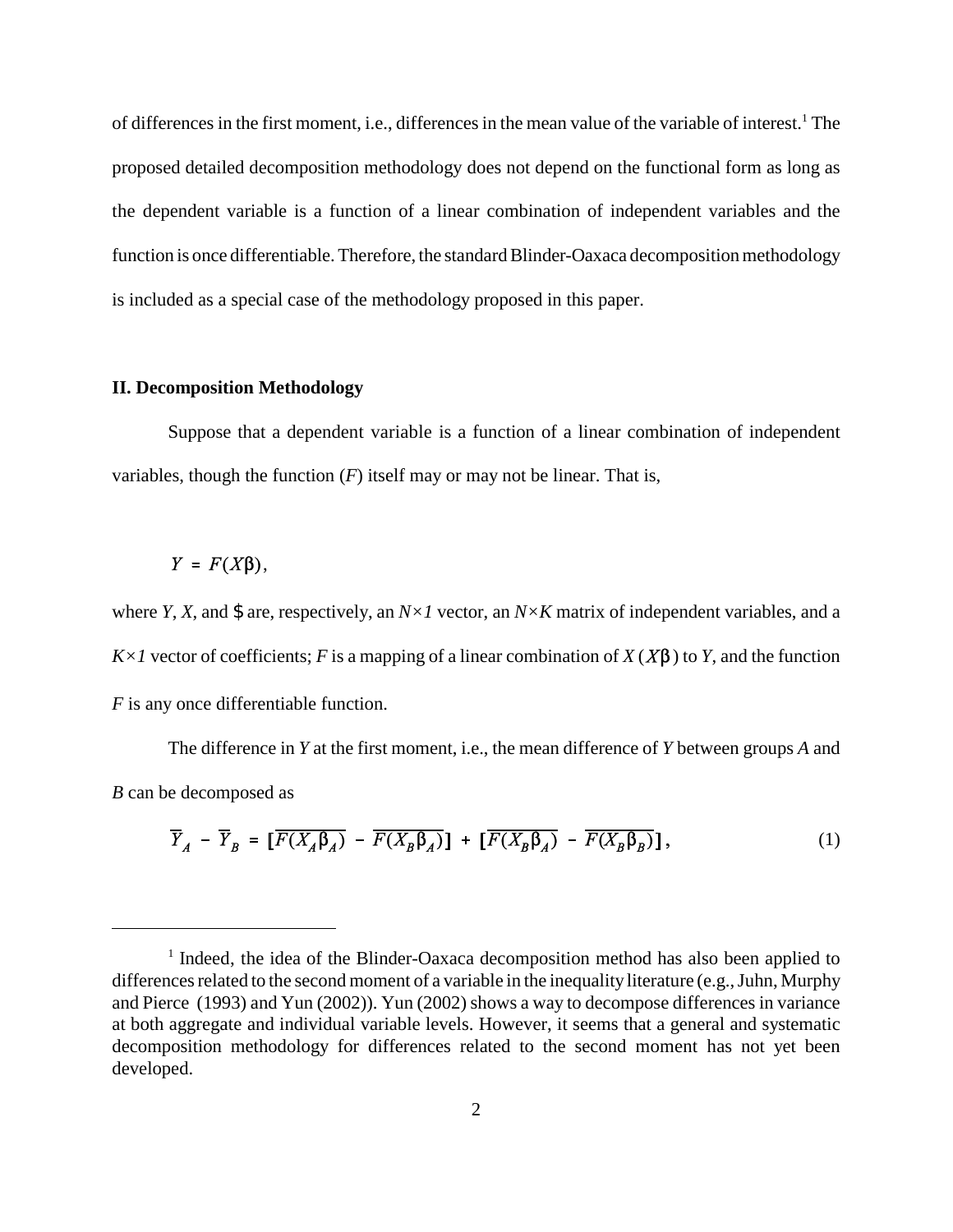of differences in the first moment, i.e., differences in the mean value of the variable of interest.[1] The proposed detailed decomposition methodology does not depend on the functional form as long as the dependent variable is a function of a linear combination of independent variables and the function is once differentiable. Therefore, the standard Blinder-Oaxaca decomposition methodology is included as a special case of the methodology proposed in this paper.

## II. Decomposition Methodology

Suppose that a dependent variable is a function of a linear combination of independent variables, though the function ($F$) itself may or may not be linear. That is,

$$Y = F(X\beta),$$

where $Y$, $X$, and $\beta$ are, respectively, an $N\times 1$ vector, an $N\times K$ matrix of independent variables, and a $K\times 1$ vector of coefficients; $F$ is a mapping of a linear combination of $X$ ($X\beta$) to $Y$, and the function $F$ is any once differentiable function.

The difference in $Y$ at the first moment, i.e., the mean difference of $Y$ between groups $A$ and $B$ can be decomposed as

$$\overline{Y}_A - \overline{Y}_B = [\overline{F(X_A\beta_A)} - \overline{F(X_B\beta_A)}] + [\overline{F(X_B\beta_A)} - \overline{F(X_B\beta_B)}], \tag{1}$$

---

[1] Indeed, the idea of the Blinder-Oaxaca decomposition method has also been applied to differences related to the second moment of a variable in the inequality literature (e.g., Juhn, Murphy and Pierce (1993) and Yun (2002)). Yun (2002) shows a way to decompose differences in variance at both aggregate and individual variable levels. However, it seems that a general and systematic decomposition methodology for differences related to the second moment has not yet been developed.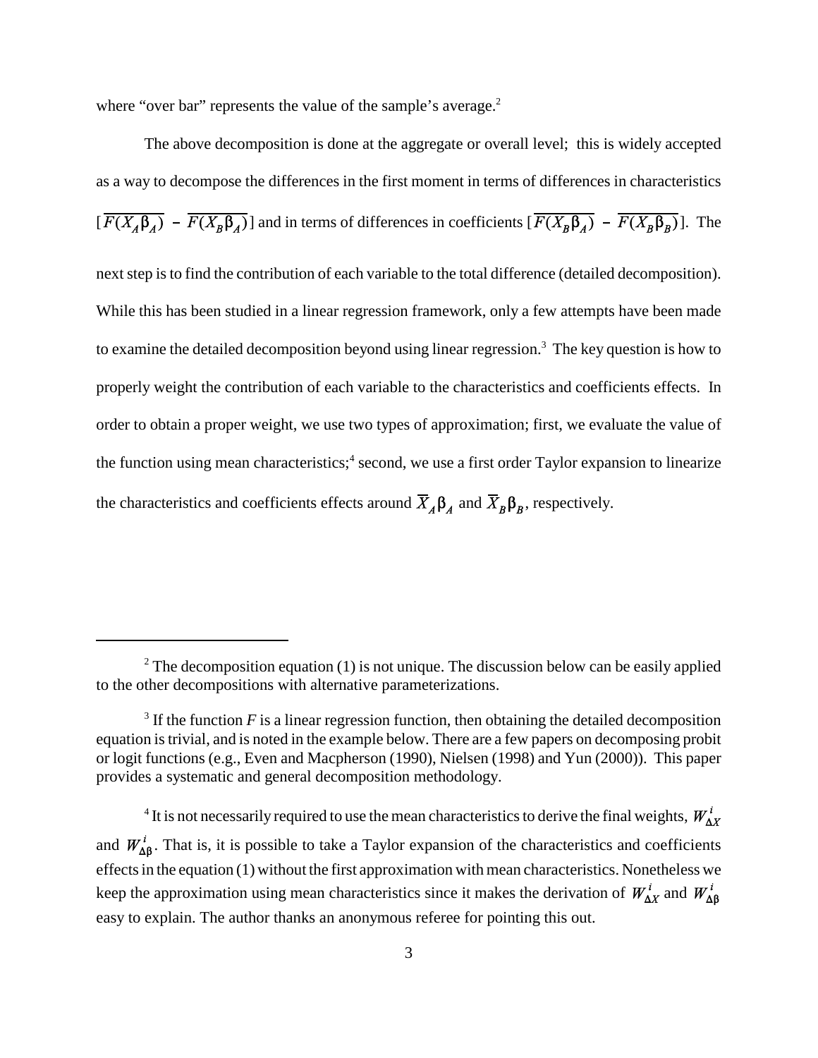where "over bar" represents the value of the sample's average.[2]

The above decomposition is done at the aggregate or overall level; this is widely accepted as a way to decompose the differences in the first moment in terms of differences in characteristics $[\overline{F(X_A\beta_A)} - \overline{F(X_B\beta_A)}]$ and in terms of differences in coefficients $[\overline{F(X_B\beta_A)} - \overline{F(X_B\beta_B)}]$. The next step is to find the contribution of each variable to the total difference (detailed decomposition). While this has been studied in a linear regression framework, only a few attempts have been made to examine the detailed decomposition beyond using linear regression.[3] The key question is how to properly weight the contribution of each variable to the characteristics and coefficients effects. In order to obtain a proper weight, we use two types of approximation; first, we evaluate the value of the function using mean characteristics;[4] second, we use a first order Taylor expansion to linearize the characteristics and coefficients effects around $\overline{X}_A\beta_A$ and $\overline{X}_B\beta_B$, respectively.

---

[2] The decomposition equation (1) is not unique. The discussion below can be easily applied to the other decompositions with alternative parameterizations.

[3] If the function *F* is a linear regression function, then obtaining the detailed decomposition equation is trivial, and is noted in the example below. There are a few papers on decomposing probit or logit functions (e.g., Even and Macpherson (1990), Nielsen (1998) and Yun (2000)). This paper provides a systematic and general decomposition methodology.

[4] It is not necessarily required to use the mean characteristics to derive the final weights, $W_{\Delta X}^{i}$ and $W_{\Delta\beta}^{i}$. That is, it is possible to take a Taylor expansion of the characteristics and coefficients effects in the equation (1) without the first approximation with mean characteristics. Nonetheless we keep the approximation using mean characteristics since it makes the derivation of $W_{\Delta X}^{i}$ and $W_{\Delta\beta}^{i}$ easy to explain. The author thanks an anonymous referee for pointing this out.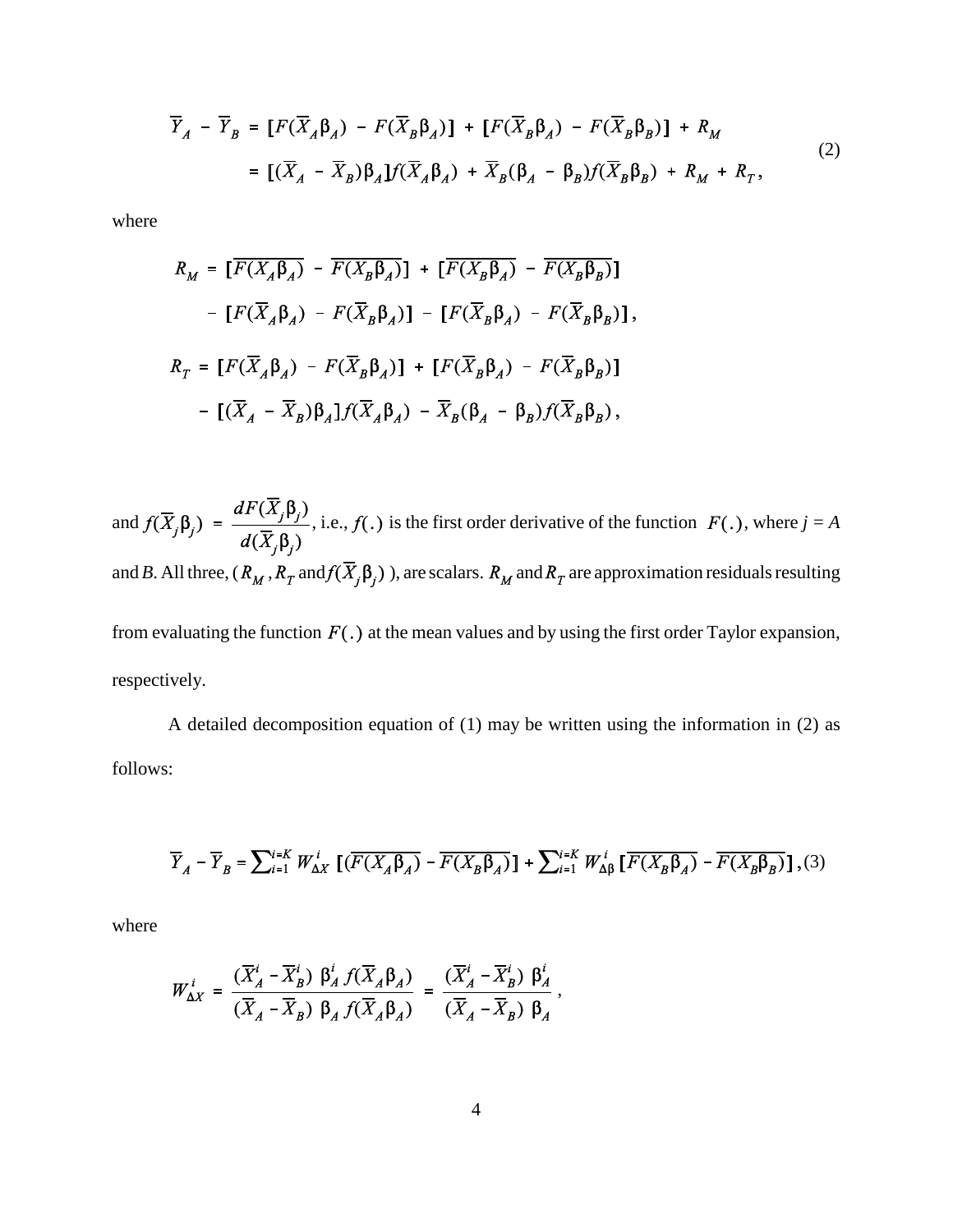$$\overline{Y}_A - \overline{Y}_B = [F(\overline{X}_A \beta_A) - F(\overline{X}_B \beta_A)] + [F(\overline{X}_B \beta_A) - F(\overline{X}_B \beta_B)] + R_M$$
$$= [(\overline{X}_A - \overline{X}_B)\beta_A] f(\overline{X}_A \beta_A) + \overline{X}_B(\beta_A - \beta_B) f(\overline{X}_B \beta_B) + R_M + R_T, \tag{2}$$

where

$$R_M = [\overline{F(X_A \beta_A)} - \overline{F(X_B \beta_A)}] + [\overline{F(X_B \beta_A)} - \overline{F(X_B \beta_B)}]$$
$$- [F(\overline{X}_A \beta_A) - F(\overline{X}_B \beta_A)] - [F(\overline{X}_B \beta_A) - F(\overline{X}_B \beta_B)],$$

$$R_T = [F(\overline{X}_A \beta_A) - F(\overline{X}_B \beta_A)] + [F(\overline{X}_B \beta_A) - F(\overline{X}_B \beta_B)]$$
$$- [(\overline{X}_A - \overline{X}_B)\beta_A] f(\overline{X}_A \beta_A) - \overline{X}_B(\beta_A - \beta_B) f(\overline{X}_B \beta_B),$$

and $f(\overline{X}_j \beta_j) = \dfrac{dF(\overline{X}_j \beta_j)}{d(\overline{X}_j \beta_j)}$, i.e., $f(.)$ is the first order derivative of the function $F(.)$, where $j = A$ and $B$. All three, ($R_M$, $R_T$ and $f(\overline{X}_j \beta_j)$ ), are scalars. $R_M$ and $R_T$ are approximation residuals resulting from evaluating the function $F(.)$ at the mean values and by using the first order Taylor expansion, respectively.

A detailed decomposition equation of (1) may be written using the information in (2) as follows:

$$\overline{Y}_A - \overline{Y}_B = \sum_{i=1}^{i=K} W_{\Delta X}^i \, [(\overline{F(X_A \beta_A)} - \overline{F(X_B \beta_A)}] + \sum_{i=1}^{i=K} W_{\Delta\beta}^i \, [\overline{F(X_B \beta_A)} - \overline{F(X_B \beta_B)}], \tag{3}$$

where

$$W_{\Delta X}^i = \frac{(\overline{X}_A^i - \overline{X}_B^i) \; \beta_A^i \, f(\overline{X}_A \beta_A)}{(\overline{X}_A - \overline{X}_B) \; \beta_A \, f(\overline{X}_A \beta_A)} = \frac{(\overline{X}_A^i - \overline{X}_B^i) \; \beta_A^i}{(\overline{X}_A - \overline{X}_B) \; \beta_A},$$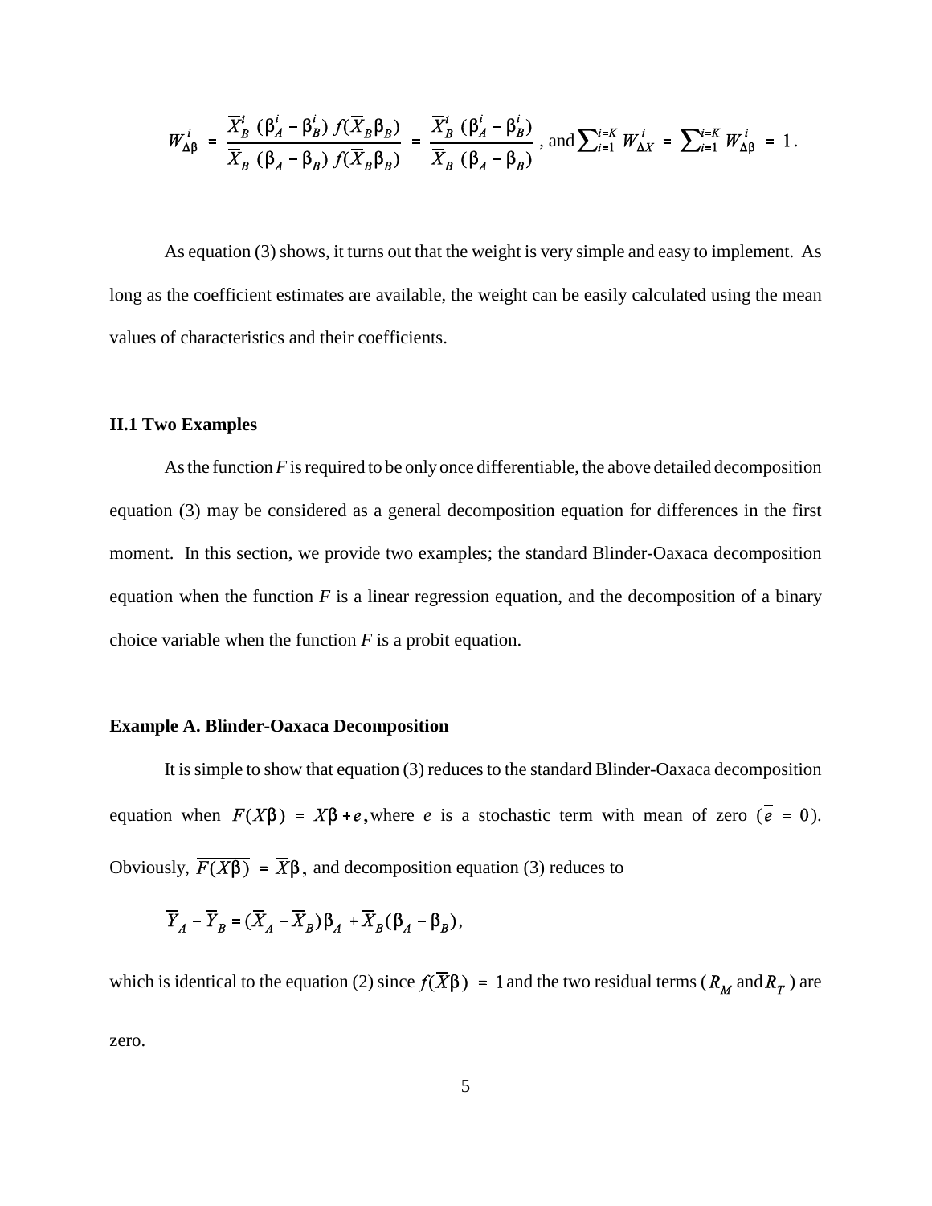$$W_{\Delta\beta}^{i} = \frac{\overline{X}_B^i\,(\beta_A^i - \beta_B^i)\,f(\overline{X}_B\beta_B)}{\overline{X}_B\,(\beta_A - \beta_B)\,f(\overline{X}_B\beta_B)} = \frac{\overline{X}_B^i\,(\beta_A^i - \beta_B^i)}{\overline{X}_B\,(\beta_A - \beta_B)}, \text{ and } \sum_{i=1}^{i=K} W_{\Delta X}^{i} = \sum_{i=1}^{i=K} W_{\Delta\beta}^{i} = 1.$$

As equation (3) shows, it turns out that the weight is very simple and easy to implement. As long as the coefficient estimates are available, the weight can be easily calculated using the mean values of characteristics and their coefficients.

### II.1 Two Examples

As the function $F$ is required to be only once differentiable, the above detailed decomposition equation (3) may be considered as a general decomposition equation for differences in the first moment. In this section, we provide two examples; the standard Blinder-Oaxaca decomposition equation when the function $F$ is a linear regression equation, and the decomposition of a binary choice variable when the function $F$ is a probit equation.

### Example A. Blinder-Oaxaca Decomposition

It is simple to show that equation (3) reduces to the standard Blinder-Oaxaca decomposition equation when $F(X\beta) = X\beta + e$, where $e$ is a stochastic term with mean of zero ($\overline{e} = 0$). Obviously, $\overline{F(X\beta)} = \overline{X}\beta$, and decomposition equation (3) reduces to

$$\overline{Y}_A - \overline{Y}_B = (\overline{X}_A - \overline{X}_B)\beta_A + \overline{X}_B(\beta_A - \beta_B),$$

which is identical to the equation (2) since $f(\overline{X}\beta) = 1$ and the two residual terms ($R_M$ and $R_T$) are zero.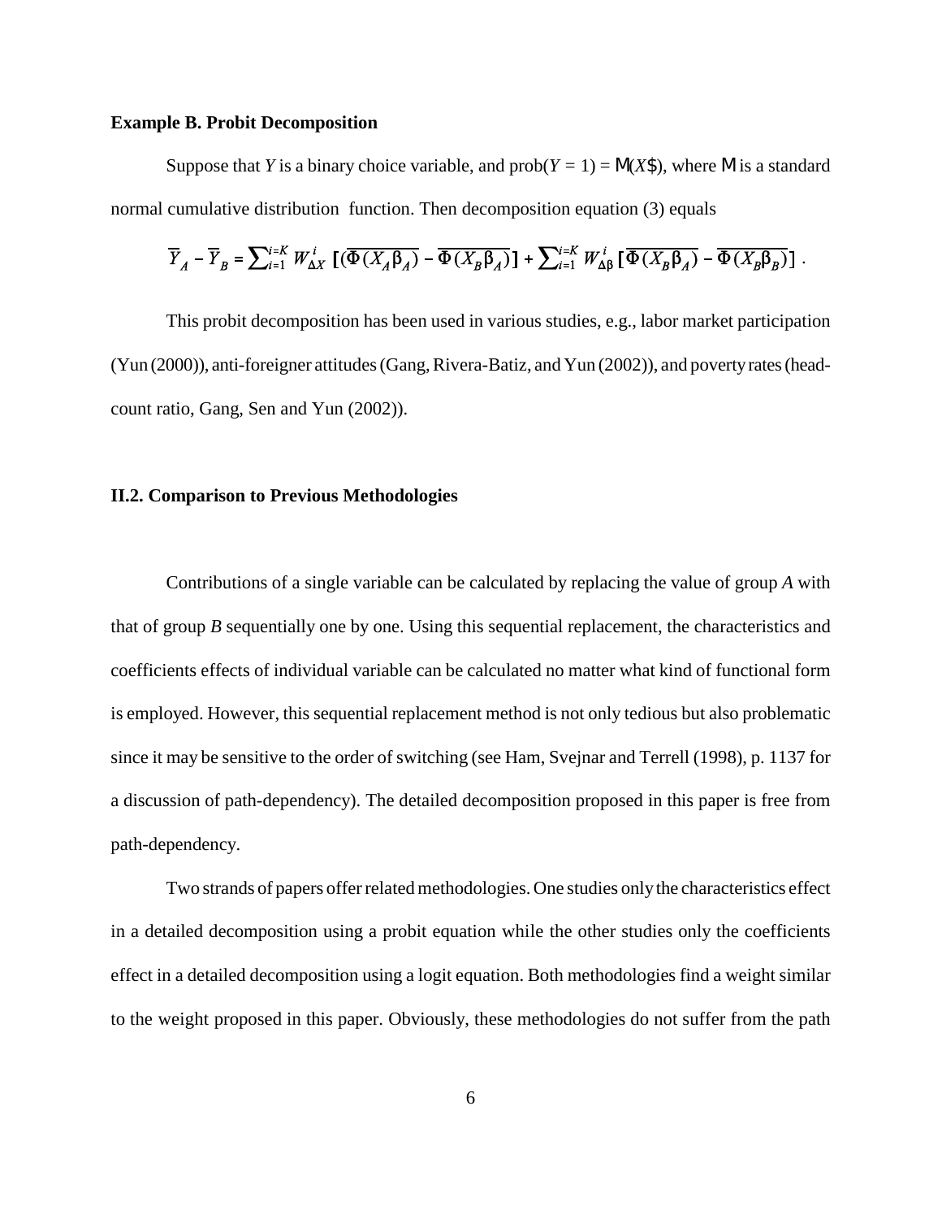**Example B. Probit Decomposition**

Suppose that $Y$ is a binary choice variable, and prob($Y$ = 1) = $\Phi(X\beta)$, where $\Phi$ is a standard normal cumulative distribution function. Then decomposition equation (3) equals

$$\overline{Y}_A - \overline{Y}_B = \sum_{i=1}^{i=K} W_{\Delta X}^i \left[ (\overline{\Phi(X_A \beta_A)} - \overline{\Phi(X_B \beta_A)} \right] + \sum_{i=1}^{i=K} W_{\Delta\beta}^i \left[ \overline{\Phi(X_B \beta_A)} - \overline{\Phi(X_B \beta_B)} \right] .$$

This probit decomposition has been used in various studies, e.g., labor market participation (Yun (2000)), anti-foreigner attitudes (Gang, Rivera-Batiz, and Yun (2002)), and poverty rates (head-count ratio, Gang, Sen and Yun (2002)).

## II.2. Comparison to Previous Methodologies

Contributions of a single variable can be calculated by replacing the value of group *A* with that of group *B* sequentially one by one. Using this sequential replacement, the characteristics and coefficients effects of individual variable can be calculated no matter what kind of functional form is employed. However, this sequential replacement method is not only tedious but also problematic since it may be sensitive to the order of switching (see Ham, Svejnar and Terrell (1998), p. 1137 for a discussion of path-dependency). The detailed decomposition proposed in this paper is free from path-dependency.

Two strands of papers offer related methodologies. One studies only the characteristics effect in a detailed decomposition using a probit equation while the other studies only the coefficients effect in a detailed decomposition using a logit equation. Both methodologies find a weight similar to the weight proposed in this paper. Obviously, these methodologies do not suffer from the path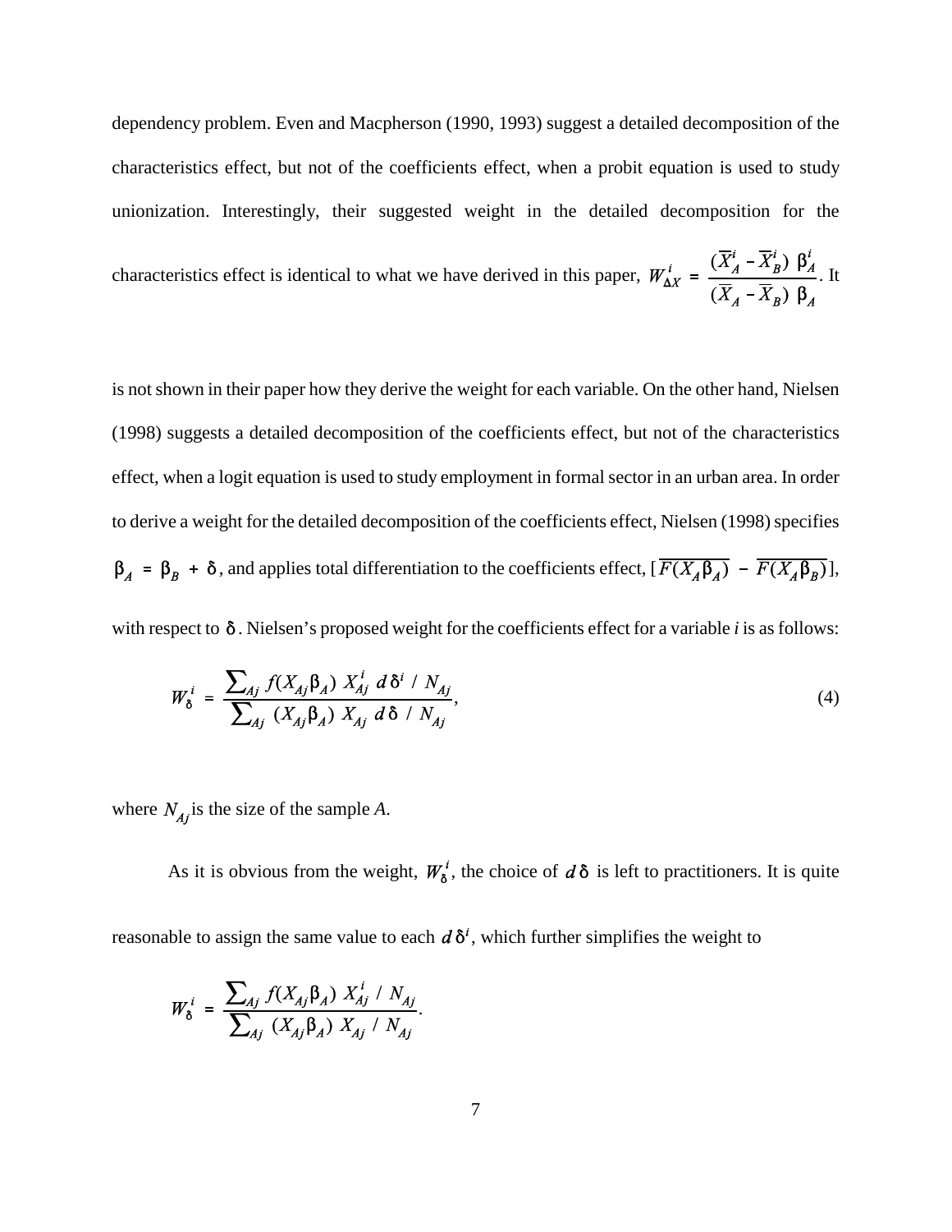dependency problem. Even and Macpherson (1990, 1993) suggest a detailed decomposition of the characteristics effect, but not of the coefficients effect, when a probit equation is used to study unionization. Interestingly, their suggested weight in the detailed decomposition for the characteristics effect is identical to what we have derived in this paper, $W^i_{\Delta X} = \frac{(\overline{X}^i_A - \overline{X}^i_B)\ \beta^i_A}{(\overline{X}_A - \overline{X}_B)\ \beta_A}$. It is not shown in their paper how they derive the weight for each variable. On the other hand, Nielsen (1998) suggests a detailed decomposition of the coefficients effect, but not of the characteristics effect, when a logit equation is used to study employment in formal sector in an urban area. In order to derive a weight for the detailed decomposition of the coefficients effect, Nielsen (1998) specifies $\beta_A = \beta_B + \delta$, and applies total differentiation to the coefficients effect, $[\overline{F(X_A\beta_A)} - \overline{F(X_A\beta_B)}]$, with respect to $\delta$. Nielsen's proposed weight for the coefficients effect for a variable *i* is as follows:

$$W^i_\delta = \frac{\sum_{Aj} f(X_{Aj}\beta_A)\ X^i_{Aj}\ d\delta^i\ /\ N_{Aj}}{\sum_{Aj}\ (X_{Aj}\beta_A)\ X_{Aj}\ d\delta\ /\ N_{Aj}}, \tag{4}$$

where $N_{Aj}$ is the size of the sample *A*.

As it is obvious from the weight, $W^i_\delta$, the choice of $d\delta$ is left to practitioners. It is quite reasonable to assign the same value to each $d\delta^i$, which further simplifies the weight to

$$W^i_\delta = \frac{\sum_{Aj} f(X_{Aj}\beta_A)\ X^i_{Aj}\ /\ N_{Aj}}{\sum_{Aj}\ (X_{Aj}\beta_A)\ X_{Aj}\ /\ N_{Aj}}.$$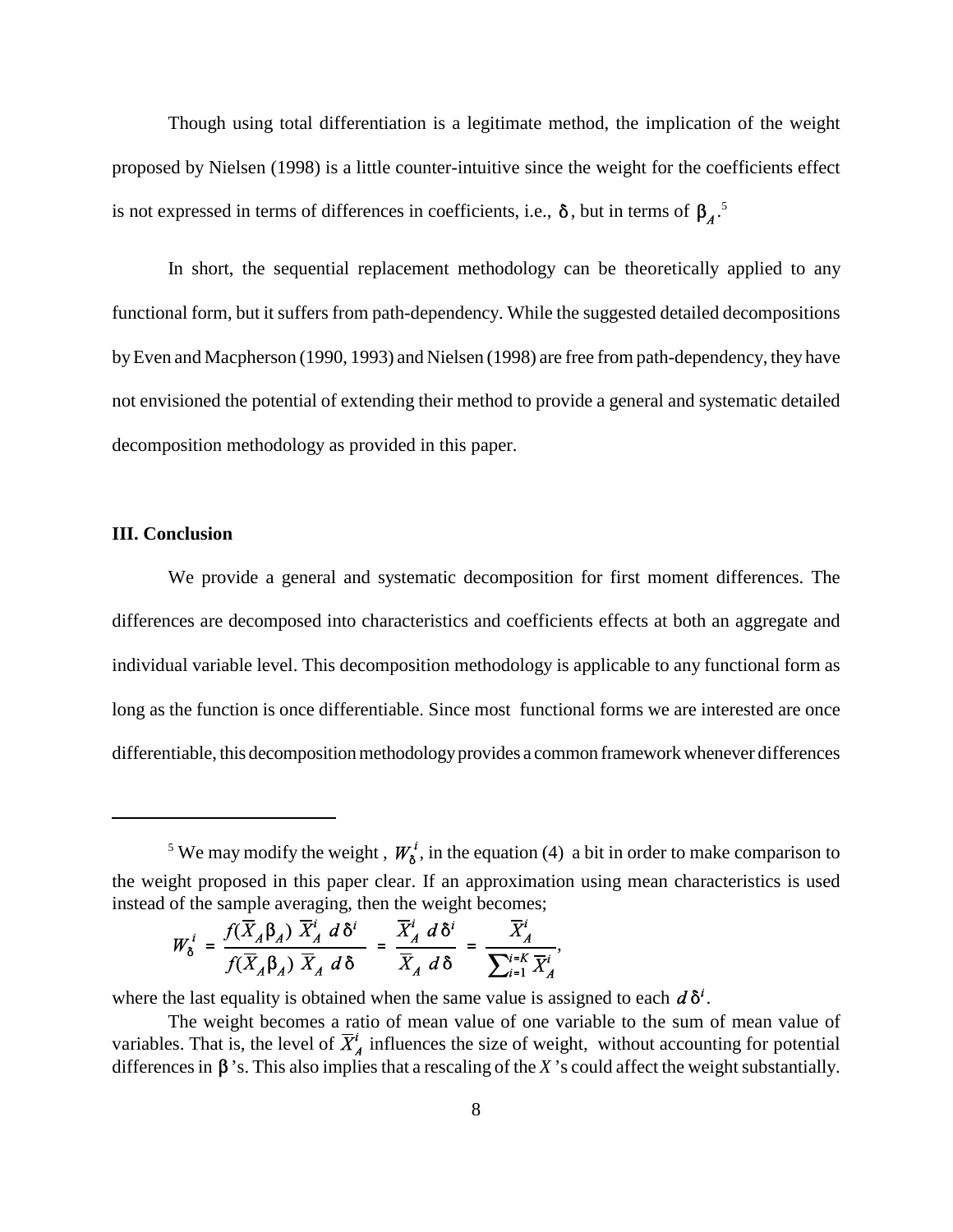Though using total differentiation is a legitimate method, the implication of the weight proposed by Nielsen (1998) is a little counter-intuitive since the weight for the coefficients effect is not expressed in terms of differences in coefficients, i.e., $\delta$, but in terms of $\beta_A$.[5]

In short, the sequential replacement methodology can be theoretically applied to any functional form, but it suffers from path-dependency. While the suggested detailed decompositions by Even and Macpherson (1990, 1993) and Nielsen (1998) are free from path-dependency, they have not envisioned the potential of extending their method to provide a general and systematic detailed decomposition methodology as provided in this paper.

### III. Conclusion

We provide a general and systematic decomposition for first moment differences. The differences are decomposed into characteristics and coefficients effects at both an aggregate and individual variable level. This decomposition methodology is applicable to any functional form as long as the function is once differentiable. Since most functional forms we are interested are once differentiable, this decomposition methodology provides a common framework whenever differences

---

[5] We may modify the weight , $W_\delta^i$, in the equation (4) a bit in order to make comparison to the weight proposed in this paper clear. If an approximation using mean characteristics is used instead of the sample averaging, then the weight becomes;

$$W_\delta^i = \frac{f(\overline{X}_A \beta_A)\ \overline{X}_A^i\ d\delta^i}{f(\overline{X}_A \beta_A)\ \overline{X}_A\ d\delta} = \frac{\overline{X}_A^i\ d\delta^i}{\overline{X}_A\ d\delta} = \frac{\overline{X}_A^i}{\sum_{i=1}^{i=K} \overline{X}_A^i},$$

where the last equality is obtained when the same value is assigned to each $d\delta^i$.

The weight becomes a ratio of mean value of one variable to the sum of mean value of variables. That is, the level of $\overline{X}_A^i$ influences the size of weight, without accounting for potential differences in $\beta$'s. This also implies that a rescaling of the $X$'s could affect the weight substantially.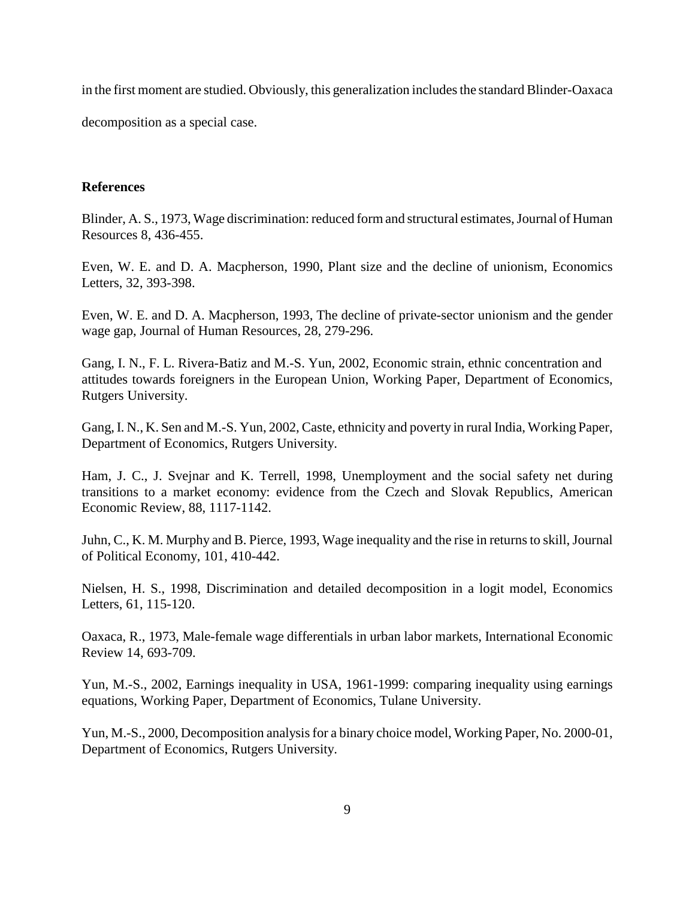in the first moment are studied. Obviously, this generalization includes the standard Blinder-Oaxaca decomposition as a special case.

## References

Blinder, A. S., 1973, Wage discrimination: reduced form and structural estimates, Journal of Human Resources 8, 436-455.

Even, W. E. and D. A. Macpherson, 1990, Plant size and the decline of unionism, Economics Letters, 32, 393-398.

Even, W. E. and D. A. Macpherson, 1993, The decline of private-sector unionism and the gender wage gap, Journal of Human Resources, 28, 279-296.

Gang, I. N., F. L. Rivera-Batiz and M.-S. Yun, 2002, Economic strain, ethnic concentration and attitudes towards foreigners in the European Union, Working Paper, Department of Economics, Rutgers University.

Gang, I. N., K. Sen and M.-S. Yun, 2002, Caste, ethnicity and poverty in rural India, Working Paper, Department of Economics, Rutgers University.

Ham, J. C., J. Svejnar and K. Terrell, 1998, Unemployment and the social safety net during transitions to a market economy: evidence from the Czech and Slovak Republics, American Economic Review, 88, 1117-1142.

Juhn, C., K. M. Murphy and B. Pierce, 1993, Wage inequality and the rise in returns to skill, Journal of Political Economy, 101, 410-442.

Nielsen, H. S., 1998, Discrimination and detailed decomposition in a logit model, Economics Letters, 61, 115-120.

Oaxaca, R., 1973, Male-female wage differentials in urban labor markets, International Economic Review 14, 693-709.

Yun, M.-S., 2002, Earnings inequality in USA, 1961-1999: comparing inequality using earnings equations, Working Paper, Department of Economics, Tulane University.

Yun, M.-S., 2000, Decomposition analysis for a binary choice model, Working Paper, No. 2000-01, Department of Economics, Rutgers University.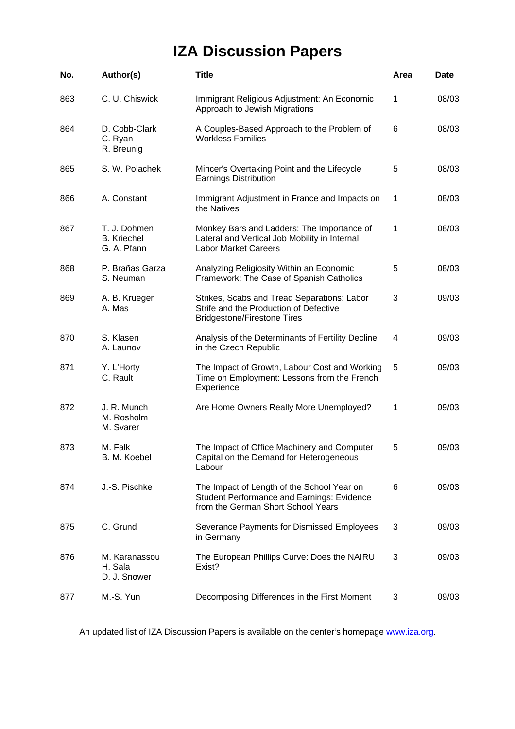# IZA Discussion Papers

| No. | Author(s) | Title | Area | Date |
|---|---|---|---|---|
| 863 | C. U. Chiswick | Immigrant Religious Adjustment: An Economic Approach to Jewish Migrations | 1 | 08/03 |
| 864 | D. Cobb-Clark<br>C. Ryan<br>R. Breunig | A Couples-Based Approach to the Problem of Workless Families | 6 | 08/03 |
| 865 | S. W. Polachek | Mincer's Overtaking Point and the Lifecycle Earnings Distribution | 5 | 08/03 |
| 866 | A. Constant | Immigrant Adjustment in France and Impacts on the Natives | 1 | 08/03 |
| 867 | T. J. Dohmen<br>B. Kriechel<br>G. A. Pfann | Monkey Bars and Ladders: The Importance of Lateral and Vertical Job Mobility in Internal Labor Market Careers | 1 | 08/03 |
| 868 | P. Brañas Garza<br>S. Neuman | Analyzing Religiosity Within an Economic Framework: The Case of Spanish Catholics | 5 | 08/03 |
| 869 | A. B. Krueger<br>A. Mas | Strikes, Scabs and Tread Separations: Labor Strife and the Production of Defective Bridgestone/Firestone Tires | 3 | 09/03 |
| 870 | S. Klasen<br>A. Launov | Analysis of the Determinants of Fertility Decline in the Czech Republic | 4 | 09/03 |
| 871 | Y. L'Horty<br>C. Rault | The Impact of Growth, Labour Cost and Working Time on Employment: Lessons from the French Experience | 5 | 09/03 |
| 872 | J. R. Munch<br>M. Rosholm<br>M. Svarer | Are Home Owners Really More Unemployed? | 1 | 09/03 |
| 873 | M. Falk<br>B. M. Koebel | The Impact of Office Machinery and Computer Capital on the Demand for Heterogeneous Labour | 5 | 09/03 |
| 874 | J.-S. Pischke | The Impact of Length of the School Year on Student Performance and Earnings: Evidence from the German Short School Years | 6 | 09/03 |
| 875 | C. Grund | Severance Payments for Dismissed Employees in Germany | 3 | 09/03 |
| 876 | M. Karanassou<br>H. Sala<br>D. J. Snower | The European Phillips Curve: Does the NAIRU Exist? | 3 | 09/03 |
| 877 | M.-S. Yun | Decomposing Differences in the First Moment | 3 | 09/03 |

An updated list of IZA Discussion Papers is available on the center's homepage www.iza.org.